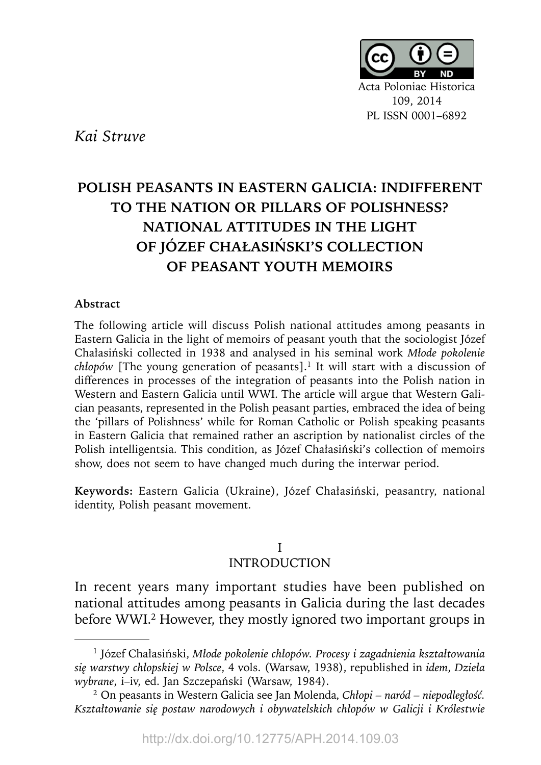Acta Poloniae Historica
109, 2014
PL ISSN 0001–6892

*Kai Struve*

# POLISH PEASANTS IN EASTERN GALICIA: INDIFFERENT TO THE NATION OR PILLARS OF POLISHNESS? NATIONAL ATTITUDES IN THE LIGHT OF JÓZEF CHAŁASIŃSKI'S COLLECTION OF PEASANT YOUTH MEMOIRS

**Abstract**

The following article will discuss Polish national attitudes among peasants in Eastern Galicia in the light of memoirs of peasant youth that the sociologist Józef Chałasiński collected in 1938 and analysed in his seminal work *Młode pokolenie chłopów* [The young generation of peasants].[1] It will start with a discussion of differences in processes of the integration of peasants into the Polish nation in Western and Eastern Galicia until WWI. The article will argue that Western Galician peasants, represented in the Polish peasant parties, embraced the idea of being the 'pillars of Polishness' while for Roman Catholic or Polish speaking peasants in Eastern Galicia that remained rather an ascription by nationalist circles of the Polish intelligentsia. This condition, as Józef Chałasiński's collection of memoirs show, does not seem to have changed much during the interwar period.

**Keywords:** Eastern Galicia (Ukraine), Józef Chałasiński, peasantry, national identity, Polish peasant movement.

## I
## INTRODUCTION

In recent years many important studies have been published on national attitudes among peasants in Galicia during the last decades before WWI.[2] However, they mostly ignored two important groups in

---

[1] Józef Chałasiński, *Młode pokolenie chłopów. Procesy i zagadnienia kształtowania się warstwy chłopskiej w Polsce*, 4 vols. (Warsaw, 1938), republished in *idem*, *Dzieła wybrane*, i–iv, ed. Jan Szczepański (Warsaw, 1984).

[2] On peasants in Western Galicia see Jan Molenda, *Chłopi – naród – niepodległość. Kształtowanie się postaw narodowych i obywatelskich chłopów w Galicji i Królestwie*

http://dx.doi.org/10.12775/APH.2014.109.03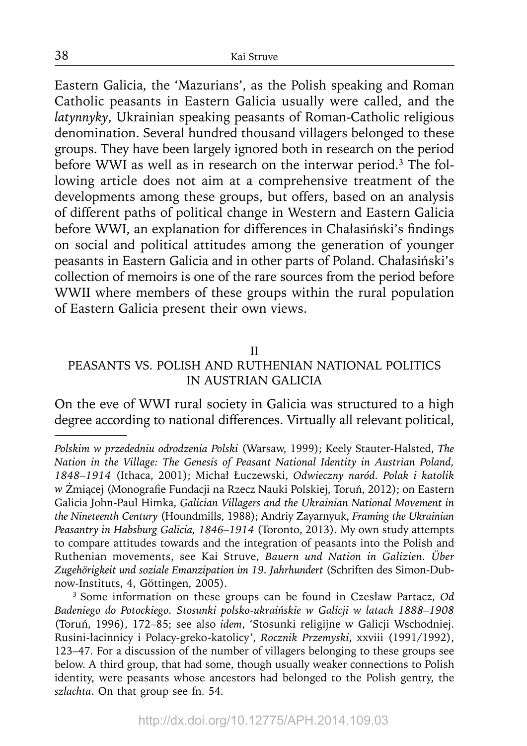Eastern Galicia, the 'Mazurians', as the Polish speaking and Roman Catholic peasants in Eastern Galicia usually were called, and the *latynnyky*, Ukrainian speaking peasants of Roman-Catholic religious denomination. Several hundred thousand villagers belonged to these groups. They have been largely ignored both in research on the period before WWI as well as in research on the interwar period.[3] The following article does not aim at a comprehensive treatment of the developments among these groups, but offers, based on an analysis of different paths of political change in Western and Eastern Galicia before WWI, an explanation for differences in Chałasiński's findings on social and political attitudes among the generation of younger peasants in Eastern Galicia and in other parts of Poland. Chałasiński's collection of memoirs is one of the rare sources from the period before WWII where members of these groups within the rural population of Eastern Galicia present their own views.

## II
## PEASANTS VS. POLISH AND RUTHENIAN NATIONAL POLITICS IN AUSTRIAN GALICIA

On the eve of WWI rural society in Galicia was structured to a high degree according to national differences. Virtually all relevant political,

---

*Polskim w przededniu odrodzenia Polski* (Warsaw, 1999); Keely Stauter-Halsted, *The Nation in the Village: The Genesis of Peasant National Identity in Austrian Poland, 1848–1914* (Ithaca, 2001); Michał Łuczewski, *Odwieczny naród. Polak i katolik w* Żmiącej (Monografie Fundacji na Rzecz Nauki Polskiej, Toruń, 2012); on Eastern Galicia John-Paul Himka, *Galician Villagers and the Ukrainian National Movement in the Nineteenth Century* (Houndmills, 1988); Andriy Zayarnyuk, *Framing the Ukrainian Peasantry in Habsburg Galicia, 1846–1914* (Toronto, 2013). My own study attempts to compare attitudes towards and the integration of peasants into the Polish and Ruthenian movements, see Kai Struve, *Bauern und Nation in Galizien. Über Zugehörigkeit und soziale Emanzipation im 19. Jahrhundert* (Schriften des Simon-Dubnow-Instituts, 4, Göttingen, 2005).

[3] Some information on these groups can be found in Czesław Partacz, *Od Badeniego do Potockiego. Stosunki polsko-ukraińskie w Galicji w latach 1888–1908* (Toruń, 1996), 172–85; see also *idem*, 'Stosunki religijne w Galicji Wschodniej. Rusini-łacinnicy i Polacy-greko-katolicy', *Rocznik Przemyski*, xxviii (1991/1992), 123–47. For a discussion of the number of villagers belonging to these groups see below. A third group, that had some, though usually weaker connections to Polish identity, were peasants whose ancestors had belonged to the Polish gentry, the *szlachta*. On that group see fn. 54.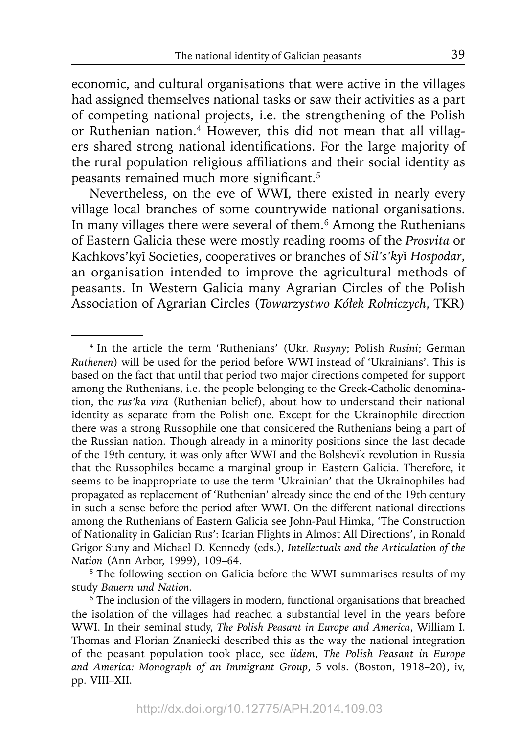economic, and cultural organisations that were active in the villages had assigned themselves national tasks or saw their activities as a part of competing national projects, i.e. the strengthening of the Polish or Ruthenian nation.[4] However, this did not mean that all villagers shared strong national identifications. For the large majority of the rural population religious affiliations and their social identity as peasants remained much more significant.[5]

Nevertheless, on the eve of WWI, there existed in nearly every village local branches of some countrywide national organisations. In many villages there were several of them.[6] Among the Ruthenians of Eastern Galicia these were mostly reading rooms of the *Prosvita* or Kachkovs'kyĭ Societies, cooperatives or branches of *Sil's'kyĭ Hospodar*, an organisation intended to improve the agricultural methods of peasants. In Western Galicia many Agrarian Circles of the Polish Association of Agrarian Circles (*Towarzystwo Kółek Rolniczych*, TKR)

---

[4] In the article the term 'Ruthenians' (Ukr. *Rusyny*; Polish *Rusini*; German *Ruthenen*) will be used for the period before WWI instead of 'Ukrainians'. This is based on the fact that until that period two major directions competed for support among the Ruthenians, i.e. the people belonging to the Greek-Catholic denomination, the *rus'ka vira* (Ruthenian belief), about how to understand their national identity as separate from the Polish one. Except for the Ukrainophile direction there was a strong Russophile one that considered the Ruthenians being a part of the Russian nation. Though already in a minority positions since the last decade of the 19th century, it was only after WWI and the Bolshevik revolution in Russia that the Russophiles became a marginal group in Eastern Galicia. Therefore, it seems to be inappropriate to use the term 'Ukrainian' that the Ukrainophiles had propagated as replacement of 'Ruthenian' already since the end of the 19th century in such a sense before the period after WWI. On the different national directions among the Ruthenians of Eastern Galicia see John-Paul Himka, 'The Construction of Nationality in Galician Rus': Icarian Flights in Almost All Directions', in Ronald Grigor Suny and Michael D. Kennedy (eds.), *Intellectuals and the Articulation of the Nation* (Ann Arbor, 1999), 109–64.

[5] The following section on Galicia before the WWI summarises results of my study *Bauern und Nation*.

[6] The inclusion of the villagers in modern, functional organisations that breached the isolation of the villages had reached a substantial level in the years before WWI. In their seminal study, *The Polish Peasant in Europe and America*, William I. Thomas and Florian Znaniecki described this as the way the national integration of the peasant population took place, see *iidem*, *The Polish Peasant in Europe and America: Monograph of an Immigrant Group*, 5 vols. (Boston, 1918–20), iv, pp. VIII–XII.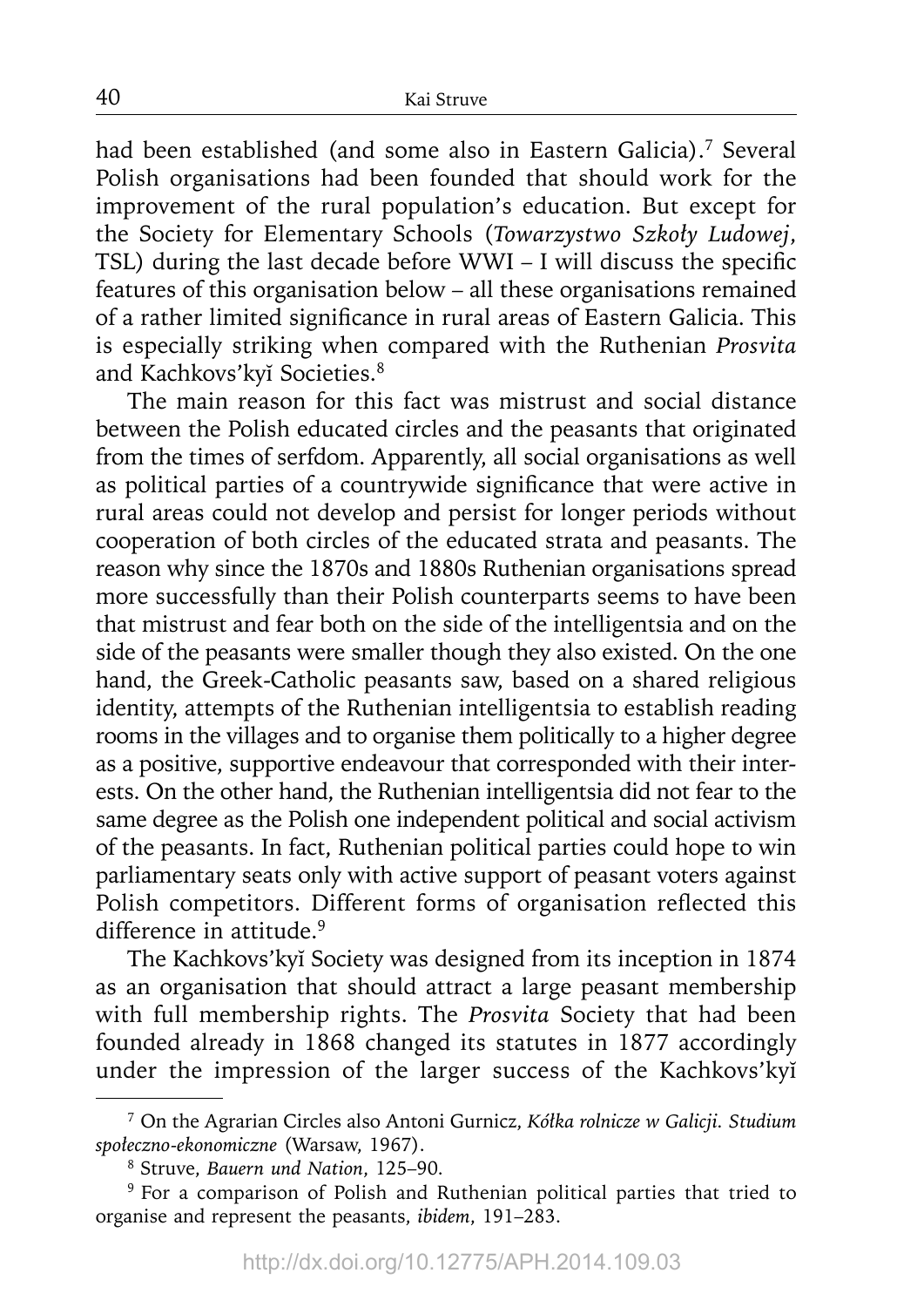had been established (and some also in Eastern Galicia).[7] Several Polish organisations had been founded that should work for the improvement of the rural population's education. But except for the Society for Elementary Schools (*Towarzystwo Szkoły Ludowej*, TSL) during the last decade before WWI – I will discuss the specific features of this organisation below – all these organisations remained of a rather limited significance in rural areas of Eastern Galicia. This is especially striking when compared with the Ruthenian *Prosvita* and Kachkovs'kyĭ Societies.[8]

The main reason for this fact was mistrust and social distance between the Polish educated circles and the peasants that originated from the times of serfdom. Apparently, all social organisations as well as political parties of a countrywide significance that were active in rural areas could not develop and persist for longer periods without cooperation of both circles of the educated strata and peasants. The reason why since the 1870s and 1880s Ruthenian organisations spread more successfully than their Polish counterparts seems to have been that mistrust and fear both on the side of the intelligentsia and on the side of the peasants were smaller though they also existed. On the one hand, the Greek-Catholic peasants saw, based on a shared religious identity, attempts of the Ruthenian intelligentsia to establish reading rooms in the villages and to organise them politically to a higher degree as a positive, supportive endeavour that corresponded with their interests. On the other hand, the Ruthenian intelligentsia did not fear to the same degree as the Polish one independent political and social activism of the peasants. In fact, Ruthenian political parties could hope to win parliamentary seats only with active support of peasant voters against Polish competitors. Different forms of organisation reflected this difference in attitude.[9]

The Kachkovs'kyĭ Society was designed from its inception in 1874 as an organisation that should attract a large peasant membership with full membership rights. The *Prosvita* Society that had been founded already in 1868 changed its statutes in 1877 accordingly under the impression of the larger success of the Kachkovs'kyĭ

---

[7] On the Agrarian Circles also Antoni Gurnicz, *Kółka rolnicze w Galicji. Studium społeczno-ekonomiczne* (Warsaw, 1967).

[8] Struve, *Bauern und Nation*, 125–90.

[9] For a comparison of Polish and Ruthenian political parties that tried to organise and represent the peasants, *ibidem*, 191–283.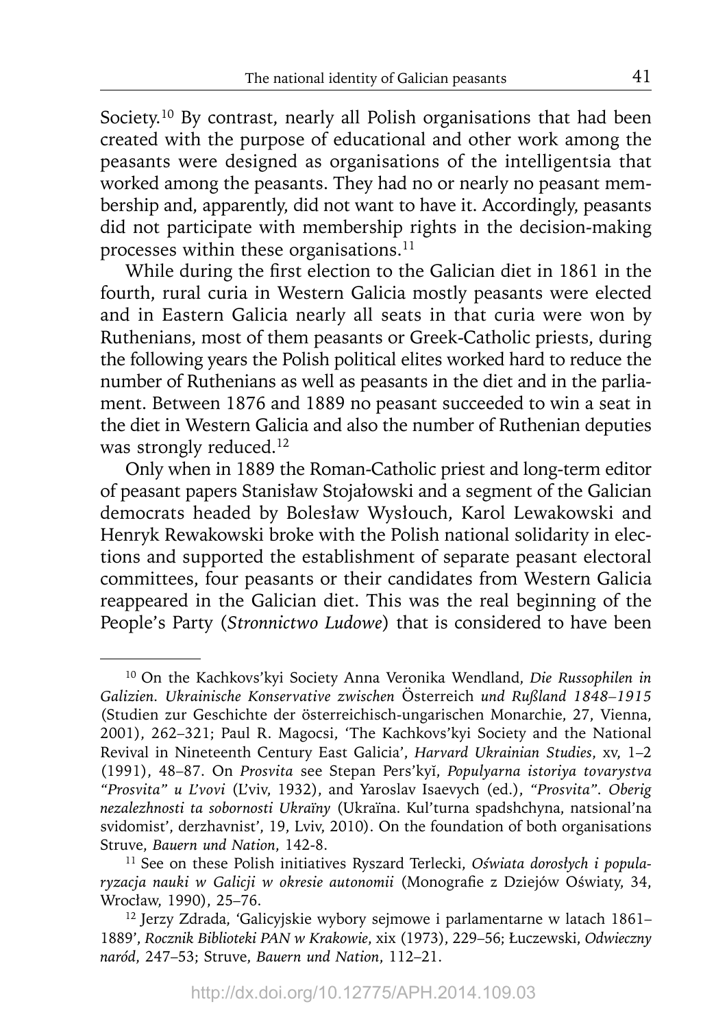Society.[10] By contrast, nearly all Polish organisations that had been created with the purpose of educational and other work among the peasants were designed as organisations of the intelligentsia that worked among the peasants. They had no or nearly no peasant membership and, apparently, did not want to have it. Accordingly, peasants did not participate with membership rights in the decision-making processes within these organisations.[11]

While during the first election to the Galician diet in 1861 in the fourth, rural curia in Western Galicia mostly peasants were elected and in Eastern Galicia nearly all seats in that curia were won by Ruthenians, most of them peasants or Greek-Catholic priests, during the following years the Polish political elites worked hard to reduce the number of Ruthenians as well as peasants in the diet and in the parliament. Between 1876 and 1889 no peasant succeeded to win a seat in the diet in Western Galicia and also the number of Ruthenian deputies was strongly reduced.[12]

Only when in 1889 the Roman-Catholic priest and long-term editor of peasant papers Stanisław Stojałowski and a segment of the Galician democrats headed by Bolesław Wysłouch, Karol Lewakowski and Henryk Rewakowski broke with the Polish national solidarity in elections and supported the establishment of separate peasant electoral committees, four peasants or their candidates from Western Galicia reappeared in the Galician diet. This was the real beginning of the People's Party (*Stronnictwo Ludowe*) that is considered to have been

---

[10] On the Kachkovs'kyi Society Anna Veronika Wendland, *Die Russophilen in Galizien. Ukrainische Konservative zwischen* Österreich *und Rußland 1848–1915* (Studien zur Geschichte der österreichisch-ungarischen Monarchie, 27, Vienna, 2001), 262–321; Paul R. Magocsi, 'The Kachkovs'kyi Society and the National Revival in Nineteenth Century East Galicia', *Harvard Ukrainian Studies*, xv, 1–2 (1991), 48–87. On *Prosvita* see Stepan Pers'kyĭ, *Populyarna istoriya tovarystva "Prosvita" u L'vovi* (L'viv, 1932), and Yaroslav Isaevych (ed.), *"Prosvita". Oberig nezalezhnosti ta sobornosti Ukraïny* (Ukraïna. Kul'turna spadshchyna, natsional'na svidomist', derzhavnist', 19, Lviv, 2010). On the foundation of both organisations Struve, *Bauern und Nation*, 142-8.

[11] See on these Polish initiatives Ryszard Terlecki, *Oświata dorosłych i popularyzacja nauki w Galicji w okresie autonomii* (Monografie z Dziejów Oświaty, 34, Wrocław, 1990), 25–76.

[12] Jerzy Zdrada, 'Galicyjskie wybory sejmowe i parlamentarne w latach 1861–1889', *Rocznik Biblioteki PAN w Krakowie*, xix (1973), 229–56; Łuczewski, *Odwieczny naród*, 247–53; Struve, *Bauern und Nation*, 112–21.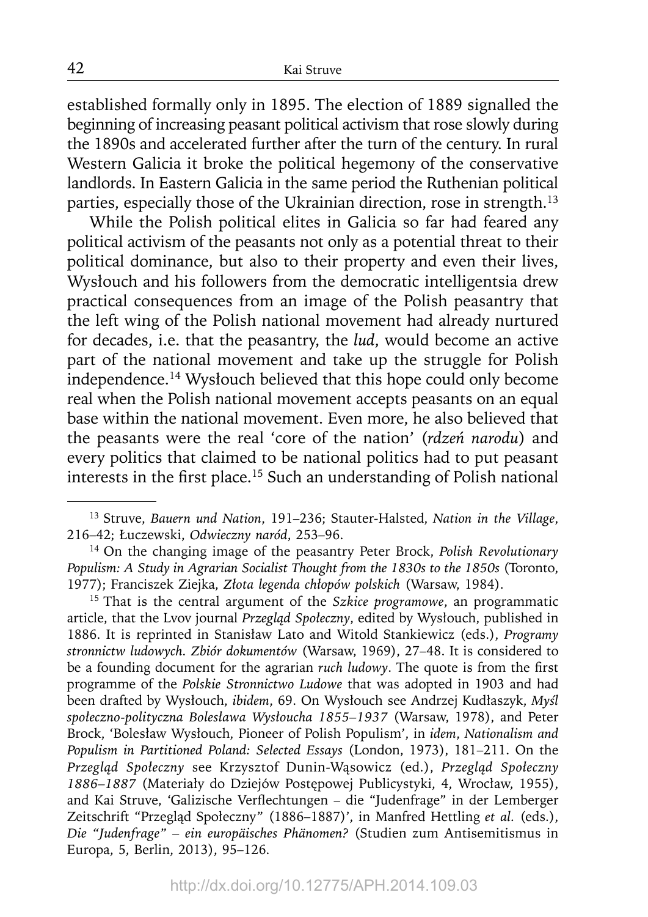established formally only in 1895. The election of 1889 signalled the beginning of increasing peasant political activism that rose slowly during the 1890s and accelerated further after the turn of the century. In rural Western Galicia it broke the political hegemony of the conservative landlords. In Eastern Galicia in the same period the Ruthenian political parties, especially those of the Ukrainian direction, rose in strength.[13]

While the Polish political elites in Galicia so far had feared any political activism of the peasants not only as a potential threat to their political dominance, but also to their property and even their lives, Wysłouch and his followers from the democratic intelligentsia drew practical consequences from an image of the Polish peasantry that the left wing of the Polish national movement had already nurtured for decades, i.e. that the peasantry, the *lud*, would become an active part of the national movement and take up the struggle for Polish independence.[14] Wysłouch believed that this hope could only become real when the Polish national movement accepts peasants on an equal base within the national movement. Even more, he also believed that the peasants were the real 'core of the nation' (*rdzeń narodu*) and every politics that claimed to be national politics had to put peasant interests in the first place.[15] Such an understanding of Polish national

---

[13] Struve, *Bauern und Nation*, 191–236; Stauter-Halsted, *Nation in the Village*, 216–42; Łuczewski, *Odwieczny naród*, 253–96.

[14] On the changing image of the peasantry Peter Brock, *Polish Revolutionary Populism: A Study in Agrarian Socialist Thought from the 1830s to the 1850s* (Toronto, 1977); Franciszek Ziejka, *Złota legenda chłopów polskich* (Warsaw, 1984).

[15] That is the central argument of the *Szkice programowe*, an programmatic article, that the Lvov journal *Przegląd Społeczny*, edited by Wysłouch, published in 1886. It is reprinted in Stanisław Lato and Witold Stankiewicz (eds.), *Programy stronnictw ludowych. Zbiór dokumentów* (Warsaw, 1969), 27–48. It is considered to be a founding document for the agrarian *ruch ludowy*. The quote is from the first programme of the *Polskie Stronnictwo Ludowe* that was adopted in 1903 and had been drafted by Wysłouch, *ibidem*, 69. On Wysłouch see Andrzej Kudłaszyk, *Myśl społeczno-polityczna Bolesława Wysłoucha 1855–1937* (Warsaw, 1978), and Peter Brock, 'Bolesław Wysłouch, Pioneer of Polish Populism', in *idem*, *Nationalism and Populism in Partitioned Poland: Selected Essays* (London, 1973), 181–211. On the *Przegląd Społeczny* see Krzysztof Dunin-Wąsowicz (ed.), *Przegląd Społeczny 1886–1887* (Materiały do Dziejów Postępowej Publicystyki, 4, Wrocław, 1955), and Kai Struve, 'Galizische Verflechtungen – die "Judenfrage" in der Lemberger Zeitschrift "Przegląd Społeczny" (1886–1887)', in Manfred Hettling *et al.* (eds.), *Die "Judenfrage" – ein europäisches Phänomen?* (Studien zum Antisemitismus in Europa, 5, Berlin, 2013), 95–126.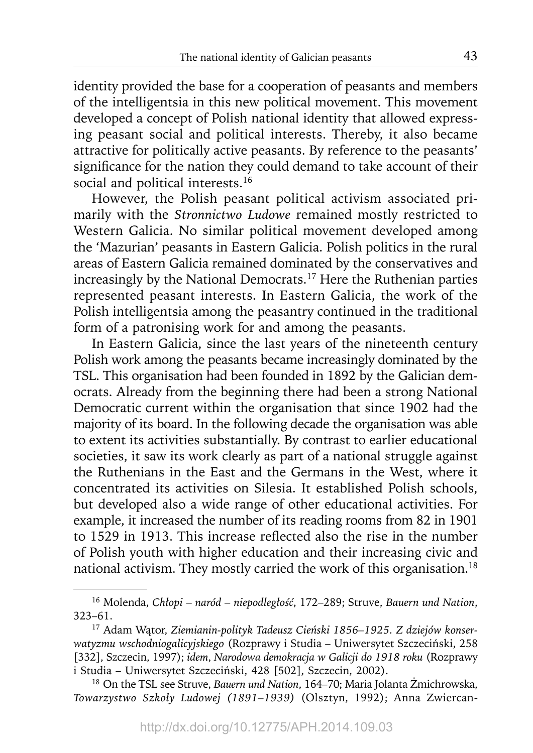identity provided the base for a cooperation of peasants and members of the intelligentsia in this new political movement. This movement developed a concept of Polish national identity that allowed expressing peasant social and political interests. Thereby, it also became attractive for politically active peasants. By reference to the peasants' significance for the nation they could demand to take account of their social and political interests.[16]

However, the Polish peasant political activism associated primarily with the *Stronnictwo Ludowe* remained mostly restricted to Western Galicia. No similar political movement developed among the 'Mazurian' peasants in Eastern Galicia. Polish politics in the rural areas of Eastern Galicia remained dominated by the conservatives and increasingly by the National Democrats.[17] Here the Ruthenian parties represented peasant interests. In Eastern Galicia, the work of the Polish intelligentsia among the peasantry continued in the traditional form of a patronising work for and among the peasants.

In Eastern Galicia, since the last years of the nineteenth century Polish work among the peasants became increasingly dominated by the TSL. This organisation had been founded in 1892 by the Galician democrats. Already from the beginning there had been a strong National Democratic current within the organisation that since 1902 had the majority of its board. In the following decade the organisation was able to extent its activities substantially. By contrast to earlier educational societies, it saw its work clearly as part of a national struggle against the Ruthenians in the East and the Germans in the West, where it concentrated its activities on Silesia. It established Polish schools, but developed also a wide range of other educational activities. For example, it increased the number of its reading rooms from 82 in 1901 to 1529 in 1913. This increase reflected also the rise in the number of Polish youth with higher education and their increasing civic and national activism. They mostly carried the work of this organisation.[18]

---

[16] Molenda, *Chłopi – naród – niepodległość*, 172–289; Struve, *Bauern und Nation*, 323–61.

[17] Adam Wątor, *Ziemianin-polityk Tadeusz Cieński 1856–1925. Z dziejów konserwatyzmu wschodniogalicyjskiego* (Rozprawy i Studia – Uniwersytet Szczeciński, 258 [332], Szczecin, 1997); *idem*, *Narodowa demokracja w Galicji do 1918 roku* (Rozprawy i Studia – Uniwersytet Szczeciński, 428 [502], Szczecin, 2002).

[18] On the TSL see Struve, *Bauern und Nation*, 164–70; Maria Jolanta Żmichrowska, *Towarzystwo Szkoły Ludowej (1891–1939)* (Olsztyn, 1992); Anna Zwiercan-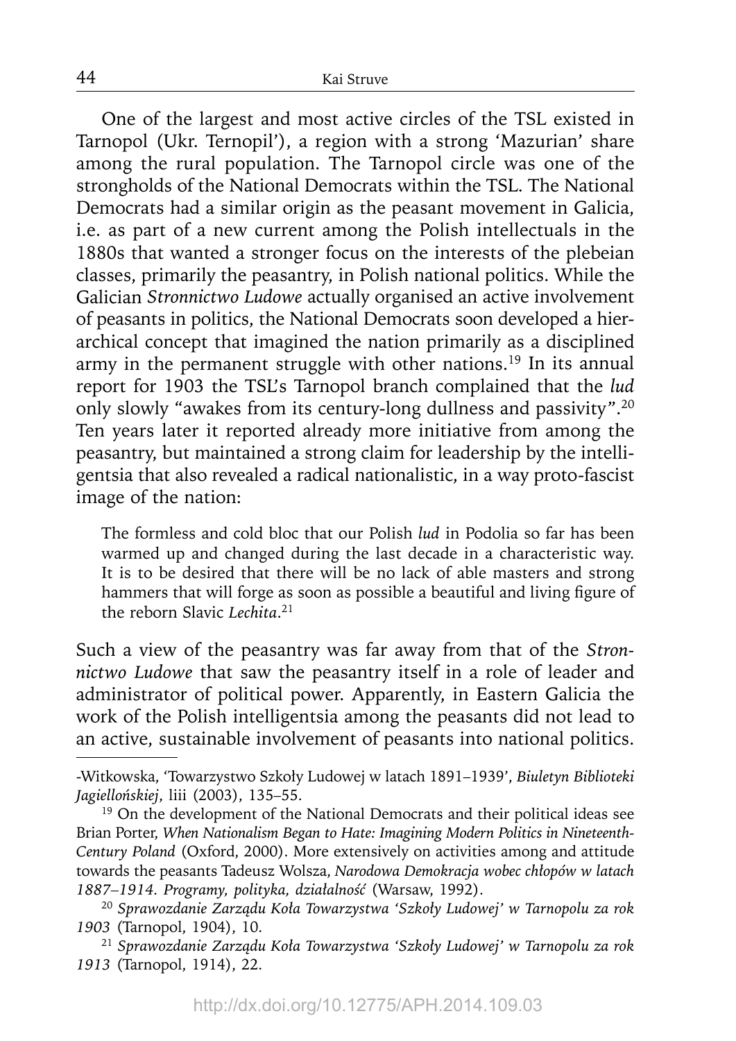One of the largest and most active circles of the TSL existed in Tarnopol (Ukr. Ternopil'), a region with a strong 'Mazurian' share among the rural population. The Tarnopol circle was one of the strongholds of the National Democrats within the TSL. The National Democrats had a similar origin as the peasant movement in Galicia, i.e. as part of a new current among the Polish intellectuals in the 1880s that wanted a stronger focus on the interests of the plebeian classes, primarily the peasantry, in Polish national politics. While the Galician *Stronnictwo Ludowe* actually organised an active involvement of peasants in politics, the National Democrats soon developed a hierarchical concept that imagined the nation primarily as a disciplined army in the permanent struggle with other nations.[19] In its annual report for 1903 the TSL's Tarnopol branch complained that the *lud* only slowly "awakes from its century-long dullness and passivity".[20] Ten years later it reported already more initiative from among the peasantry, but maintained a strong claim for leadership by the intelligentsia that also revealed a radical nationalistic, in a way proto-fascist image of the nation:

> The formless and cold bloc that our Polish *lud* in Podolia so far has been warmed up and changed during the last decade in a characteristic way. It is to be desired that there will be no lack of able masters and strong hammers that will forge as soon as possible a beautiful and living figure of the reborn Slavic *Lechita*.[21]

Such a view of the peasantry was far away from that of the *Stronnictwo Ludowe* that saw the peasantry itself in a role of leader and administrator of political power. Apparently, in Eastern Galicia the work of the Polish intelligentsia among the peasants did not lead to an active, sustainable involvement of peasants into national politics.

---

-Witkowska, 'Towarzystwo Szkoły Ludowej w latach 1891–1939', *Biuletyn Biblioteki Jagiellońskiej*, liii (2003), 135–55.

[19] On the development of the National Democrats and their political ideas see Brian Porter, *When Nationalism Began to Hate: Imagining Modern Politics in Nineteenth-Century Poland* (Oxford, 2000). More extensively on activities among and attitude towards the peasants Tadeusz Wolsza, *Narodowa Demokracja wobec chłopów w latach 1887–1914. Programy, polityka, działalność* (Warsaw, 1992).

[20] *Sprawozdanie Zarządu Koła Towarzystwa 'Szkoły Ludowej' w Tarnopolu za rok 1903* (Tarnopol, 1904), 10.

[21] *Sprawozdanie Zarządu Koła Towarzystwa 'Szkoły Ludowej' w Tarnopolu za rok 1913* (Tarnopol, 1914), 22.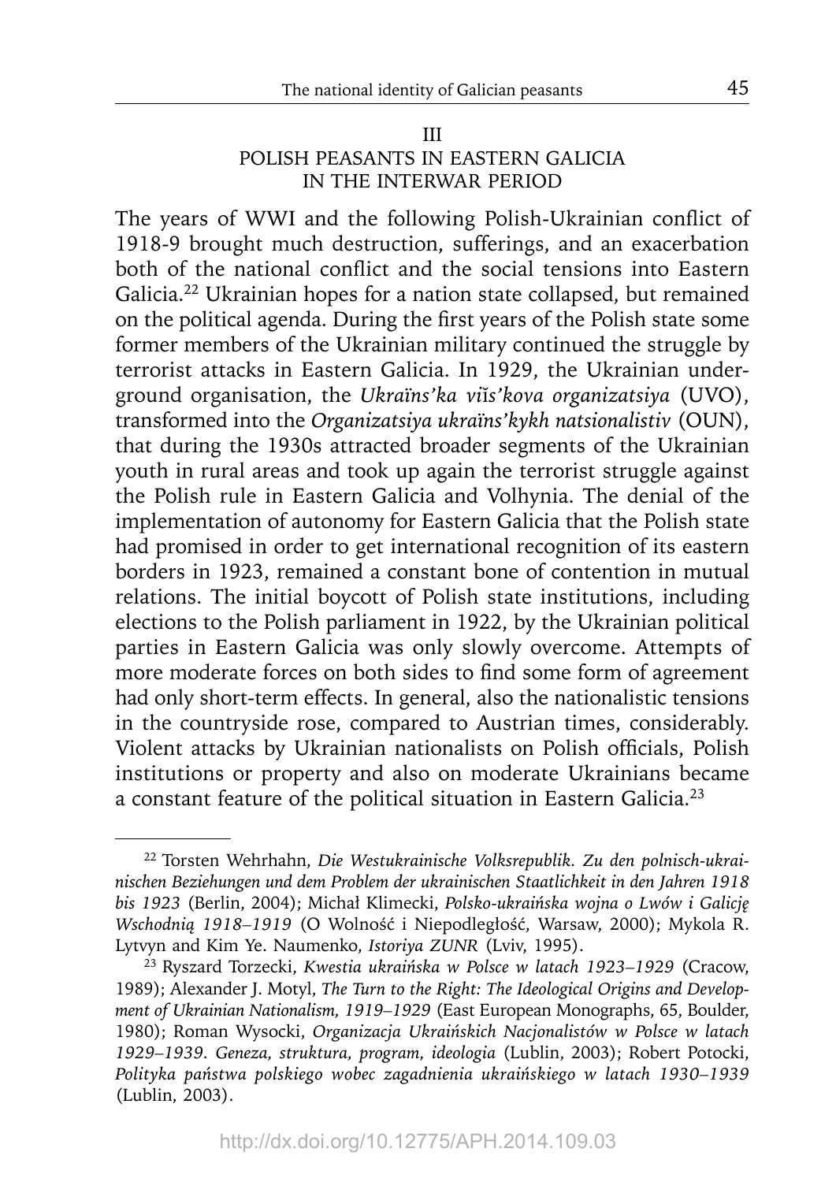## III
## POLISH PEASANTS IN EASTERN GALICIA IN THE INTERWAR PERIOD

The years of WWI and the following Polish-Ukrainian conflict of 1918-9 brought much destruction, sufferings, and an exacerbation both of the national conflict and the social tensions into Eastern Galicia.[22] Ukrainian hopes for a nation state collapsed, but remained on the political agenda. During the first years of the Polish state some former members of the Ukrainian military continued the struggle by terrorist attacks in Eastern Galicia. In 1929, the Ukrainian underground organisation, the *Ukraïns'ka viïs'kova organizatsiya* (UVO), transformed into the *Organizatsiya ukraïns'kykh natsionalistiv* (OUN), that during the 1930s attracted broader segments of the Ukrainian youth in rural areas and took up again the terrorist struggle against the Polish rule in Eastern Galicia and Volhynia. The denial of the implementation of autonomy for Eastern Galicia that the Polish state had promised in order to get international recognition of its eastern borders in 1923, remained a constant bone of contention in mutual relations. The initial boycott of Polish state institutions, including elections to the Polish parliament in 1922, by the Ukrainian political parties in Eastern Galicia was only slowly overcome. Attempts of more moderate forces on both sides to find some form of agreement had only short-term effects. In general, also the nationalistic tensions in the countryside rose, compared to Austrian times, considerably. Violent attacks by Ukrainian nationalists on Polish officials, Polish institutions or property and also on moderate Ukrainians became a constant feature of the political situation in Eastern Galicia.[23]

---

[22] Torsten Wehrhahn, *Die Westukrainische Volksrepublik. Zu den polnisch-ukrainischen Beziehungen und dem Problem der ukrainischen Staatlichkeit in den Jahren 1918 bis 1923* (Berlin, 2004); Michał Klimecki, *Polsko-ukraińska wojna o Lwów i Galicję Wschodnią 1918–1919* (O Wolność i Niepodległość, Warsaw, 2000); Mykola R. Lytvyn and Kim Ye. Naumenko, *Istoriya ZUNR* (Lviv, 1995).

[23] Ryszard Torzecki, *Kwestia ukraińska w Polsce w latach 1923–1929* (Cracow, 1989); Alexander J. Motyl, *The Turn to the Right: The Ideological Origins and Development of Ukrainian Nationalism, 1919–1929* (East European Monographs, 65, Boulder, 1980); Roman Wysocki, *Organizacja Ukraińskich Nacjonalistów w Polsce w latach 1929–1939. Geneza, struktura, program, ideologia* (Lublin, 2003); Robert Potocki, *Polityka państwa polskiego wobec zagadnienia ukraińskiego w latach 1930–1939* (Lublin, 2003).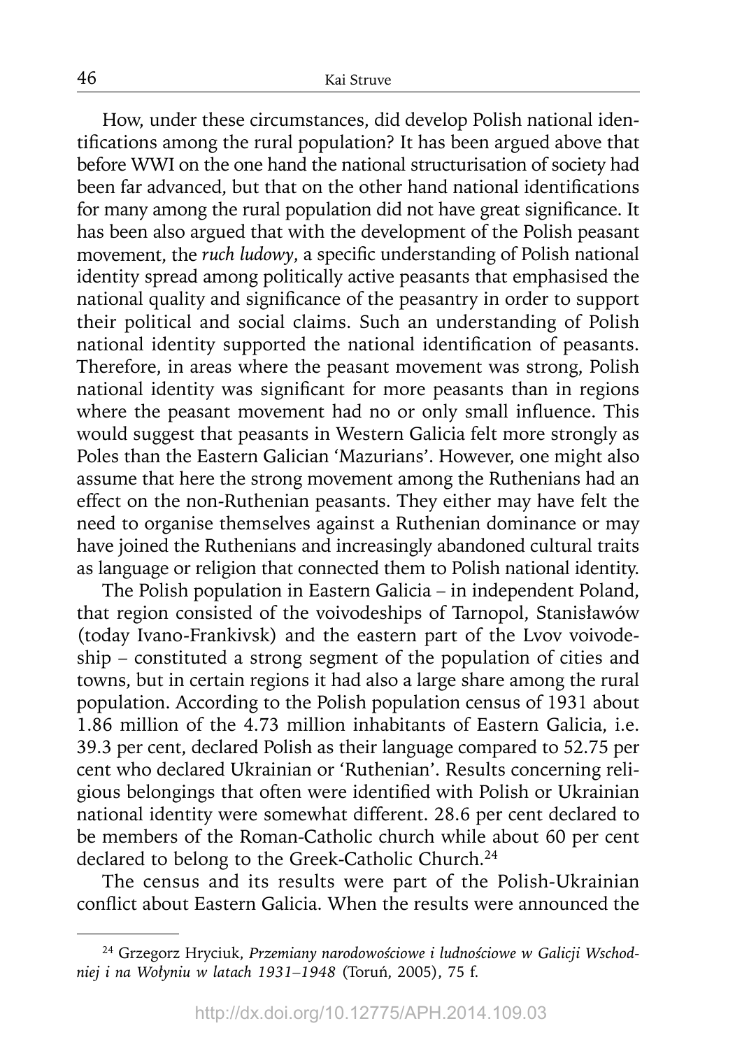How, under these circumstances, did develop Polish national identifications among the rural population? It has been argued above that before WWI on the one hand the national structurisation of society had been far advanced, but that on the other hand national identifications for many among the rural population did not have great significance. It has been also argued that with the development of the Polish peasant movement, the *ruch ludowy*, a specific understanding of Polish national identity spread among politically active peasants that emphasised the national quality and significance of the peasantry in order to support their political and social claims. Such an understanding of Polish national identity supported the national identification of peasants. Therefore, in areas where the peasant movement was strong, Polish national identity was significant for more peasants than in regions where the peasant movement had no or only small influence. This would suggest that peasants in Western Galicia felt more strongly as Poles than the Eastern Galician 'Mazurians'. However, one might also assume that here the strong movement among the Ruthenians had an effect on the non-Ruthenian peasants. They either may have felt the need to organise themselves against a Ruthenian dominance or may have joined the Ruthenians and increasingly abandoned cultural traits as language or religion that connected them to Polish national identity.

The Polish population in Eastern Galicia – in independent Poland, that region consisted of the voivodeships of Tarnopol, Stanisławów (today Ivano-Frankivsk) and the eastern part of the Lvov voivodeship – constituted a strong segment of the population of cities and towns, but in certain regions it had also a large share among the rural population. According to the Polish population census of 1931 about 1.86 million of the 4.73 million inhabitants of Eastern Galicia, i.e. 39.3 per cent, declared Polish as their language compared to 52.75 per cent who declared Ukrainian or 'Ruthenian'. Results concerning religious belongings that often were identified with Polish or Ukrainian national identity were somewhat different. 28.6 per cent declared to be members of the Roman-Catholic church while about 60 per cent declared to belong to the Greek-Catholic Church.[24]

The census and its results were part of the Polish-Ukrainian conflict about Eastern Galicia. When the results were announced the

[24] Grzegorz Hryciuk, *Przemiany narodowościowe i ludnościowe w Galicji Wschodniej i na Wołyniu w latach 1931–1948* (Toruń, 2005), 75 f.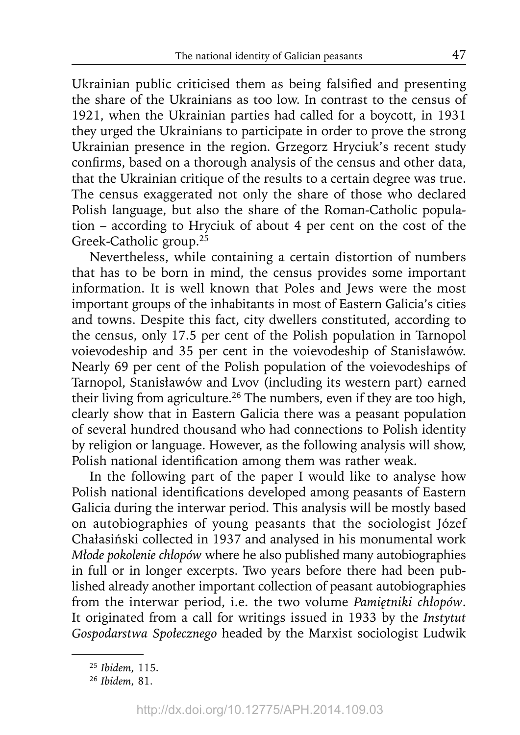Ukrainian public criticised them as being falsified and presenting the share of the Ukrainians as too low. In contrast to the census of 1921, when the Ukrainian parties had called for a boycott, in 1931 they urged the Ukrainians to participate in order to prove the strong Ukrainian presence in the region. Grzegorz Hryciuk's recent study confirms, based on a thorough analysis of the census and other data, that the Ukrainian critique of the results to a certain degree was true. The census exaggerated not only the share of those who declared Polish language, but also the share of the Roman-Catholic population – according to Hryciuk of about 4 per cent on the cost of the Greek-Catholic group.[25]

Nevertheless, while containing a certain distortion of numbers that has to be born in mind, the census provides some important information. It is well known that Poles and Jews were the most important groups of the inhabitants in most of Eastern Galicia's cities and towns. Despite this fact, city dwellers constituted, according to the census, only 17.5 per cent of the Polish population in Tarnopol voievodeship and 35 per cent in the voievodeship of Stanisławów. Nearly 69 per cent of the Polish population of the voievodeships of Tarnopol, Stanisławów and Lvov (including its western part) earned their living from agriculture.[26] The numbers, even if they are too high, clearly show that in Eastern Galicia there was a peasant population of several hundred thousand who had connections to Polish identity by religion or language. However, as the following analysis will show, Polish national identification among them was rather weak.

In the following part of the paper I would like to analyse how Polish national identifications developed among peasants of Eastern Galicia during the interwar period. This analysis will be mostly based on autobiographies of young peasants that the sociologist Józef Chałasiński collected in 1937 and analysed in his monumental work *Młode pokolenie chłopów* where he also published many autobiographies in full or in longer excerpts. Two years before there had been published already another important collection of peasant autobiographies from the interwar period, i.e. the two volume *Pamiętniki chłopów*. It originated from a call for writings issued in 1933 by the *Instytut Gospodarstwa Społecznego* headed by the Marxist sociologist Ludwik

[25] *Ibidem*, 115.

[26] *Ibidem*, 81.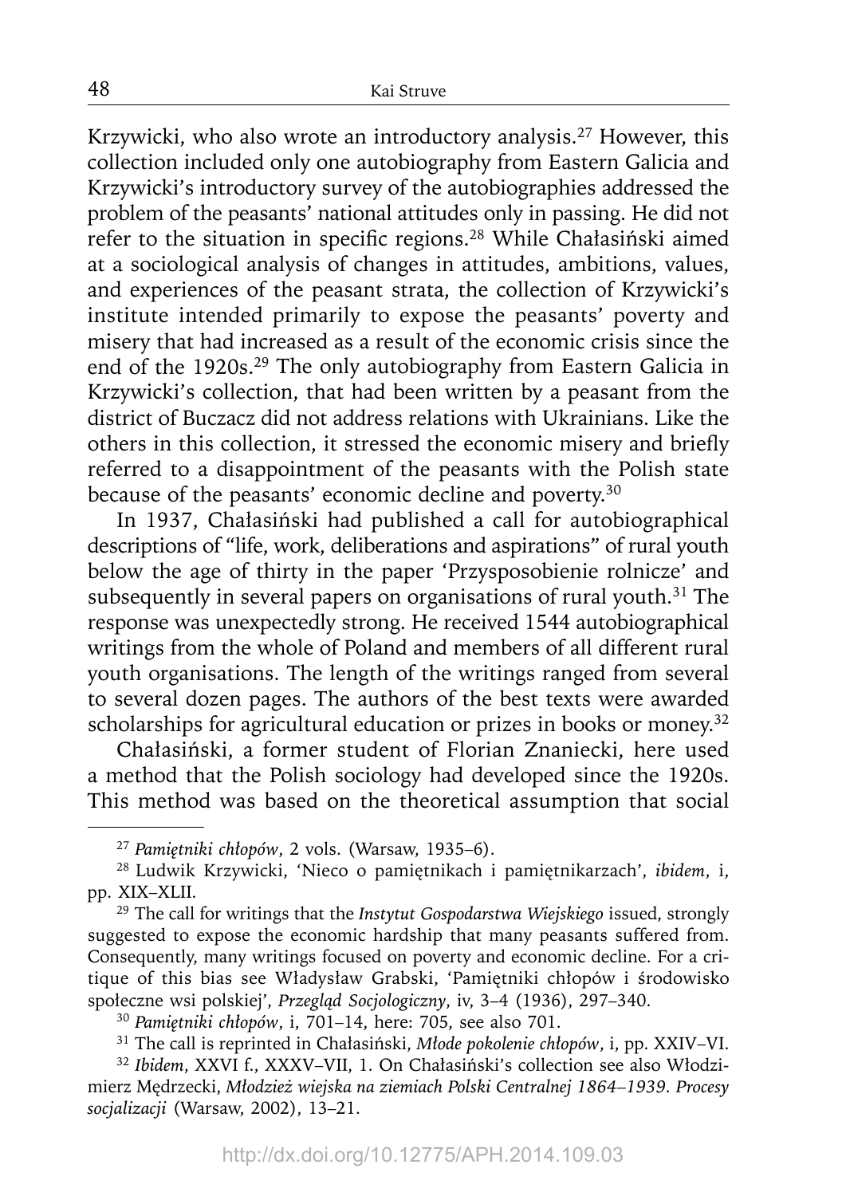Krzywicki, who also wrote an introductory analysis.[27] However, this collection included only one autobiography from Eastern Galicia and Krzywicki's introductory survey of the autobiographies addressed the problem of the peasants' national attitudes only in passing. He did not refer to the situation in specific regions.[28] While Chałasiński aimed at a sociological analysis of changes in attitudes, ambitions, values, and experiences of the peasant strata, the collection of Krzywicki's institute intended primarily to expose the peasants' poverty and misery that had increased as a result of the economic crisis since the end of the 1920s.[29] The only autobiography from Eastern Galicia in Krzywicki's collection, that had been written by a peasant from the district of Buczacz did not address relations with Ukrainians. Like the others in this collection, it stressed the economic misery and briefly referred to a disappointment of the peasants with the Polish state because of the peasants' economic decline and poverty.[30]

In 1937, Chałasiński had published a call for autobiographical descriptions of "life, work, deliberations and aspirations" of rural youth below the age of thirty in the paper 'Przysposobienie rolnicze' and subsequently in several papers on organisations of rural youth.[31] The response was unexpectedly strong. He received 1544 autobiographical writings from the whole of Poland and members of all different rural youth organisations. The length of the writings ranged from several to several dozen pages. The authors of the best texts were awarded scholarships for agricultural education or prizes in books or money.[32]

Chałasiński, a former student of Florian Znaniecki, here used a method that the Polish sociology had developed since the 1920s. This method was based on the theoretical assumption that social

---

[27] *Pamiętniki chłopów*, 2 vols. (Warsaw, 1935–6).

[28] Ludwik Krzywicki, 'Nieco o pamiętnikach i pamiętnikarzach', *ibidem*, i, pp. XIX–XLII.

[29] The call for writings that the *Instytut Gospodarstwa Wiejskiego* issued, strongly suggested to expose the economic hardship that many peasants suffered from. Consequently, many writings focused on poverty and economic decline. For a critique of this bias see Władysław Grabski, 'Pamiętniki chłopów i środowisko społeczne wsi polskiej', *Przegląd Socjologiczny*, iv, 3–4 (1936), 297–340.

[30] *Pamiętniki chłopów*, i, 701–14, here: 705, see also 701.

[31] The call is reprinted in Chałasiński, *Młode pokolenie chłopów*, i, pp. XXIV–VI.

[32] *Ibidem*, XXVI f., XXXV–VII, 1. On Chałasiński's collection see also Włodzimierz Mędrzecki, *Młodzież wiejska na ziemiach Polski Centralnej 1864–1939. Procesy socjalizacji* (Warsaw, 2002), 13–21.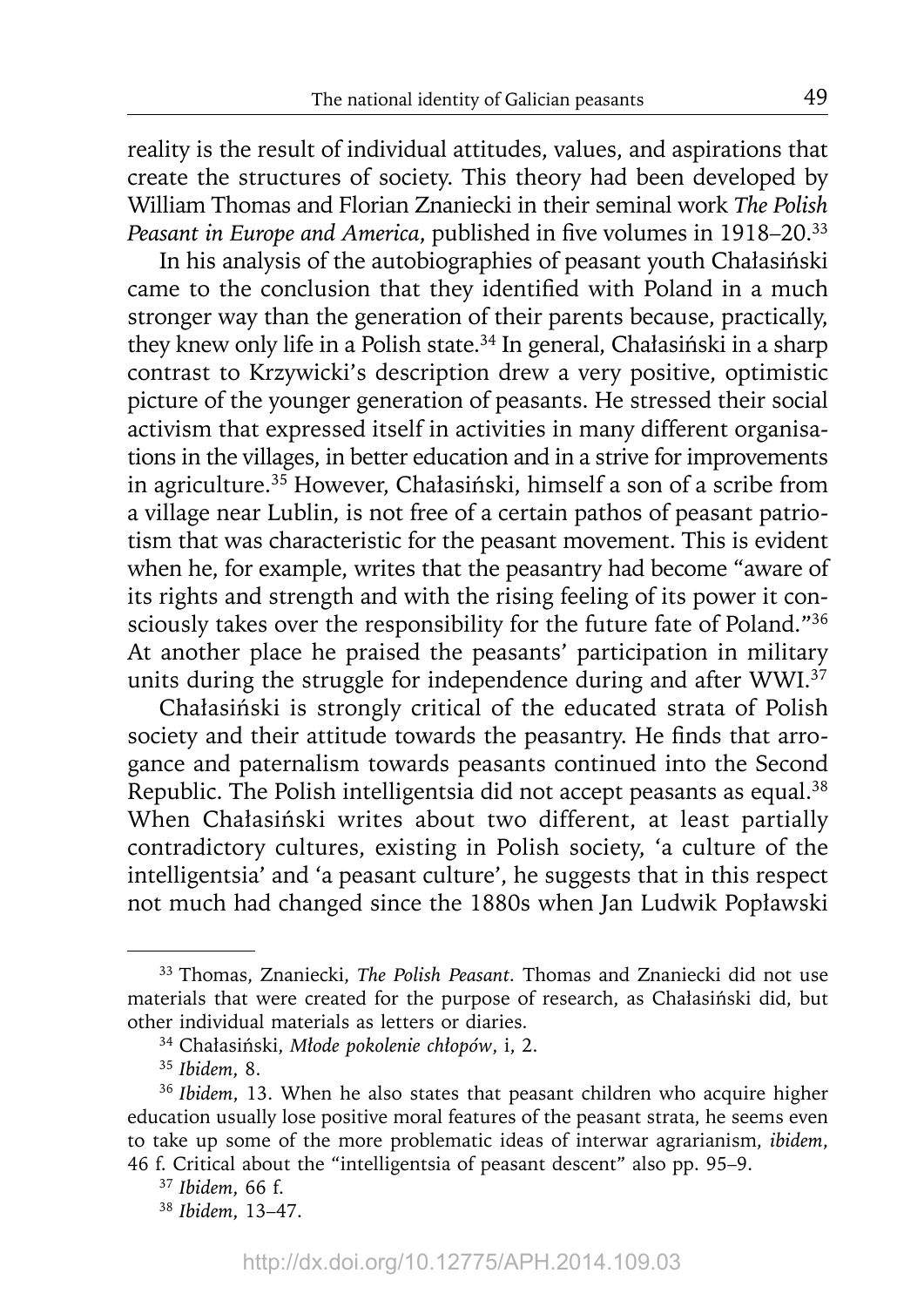reality is the result of individual attitudes, values, and aspirations that create the structures of society. This theory had been developed by William Thomas and Florian Znaniecki in their seminal work *The Polish Peasant in Europe and America*, published in five volumes in 1918–20.[33]

In his analysis of the autobiographies of peasant youth Chałasiński came to the conclusion that they identified with Poland in a much stronger way than the generation of their parents because, practically, they knew only life in a Polish state.[34] In general, Chałasiński in a sharp contrast to Krzywicki's description drew a very positive, optimistic picture of the younger generation of peasants. He stressed their social activism that expressed itself in activities in many different organisations in the villages, in better education and in a strive for improvements in agriculture.[35] However, Chałasiński, himself a son of a scribe from a village near Lublin, is not free of a certain pathos of peasant patriotism that was characteristic for the peasant movement. This is evident when he, for example, writes that the peasantry had become "aware of its rights and strength and with the rising feeling of its power it consciously takes over the responsibility for the future fate of Poland."[36] At another place he praised the peasants' participation in military units during the struggle for independence during and after WWI.[37]

Chałasiński is strongly critical of the educated strata of Polish society and their attitude towards the peasantry. He finds that arrogance and paternalism towards peasants continued into the Second Republic. The Polish intelligentsia did not accept peasants as equal.[38] When Chałasiński writes about two different, at least partially contradictory cultures, existing in Polish society, 'a culture of the intelligentsia' and 'a peasant culture', he suggests that in this respect not much had changed since the 1880s when Jan Ludwik Popławski

---

[33] Thomas, Znaniecki, *The Polish Peasant*. Thomas and Znaniecki did not use materials that were created for the purpose of research, as Chałasiński did, but other individual materials as letters or diaries.

[34] Chałasiński, *Młode pokolenie chłopów*, i, 2.

[35] *Ibidem*, 8.

[36] *Ibidem*, 13. When he also states that peasant children who acquire higher education usually lose positive moral features of the peasant strata, he seems even to take up some of the more problematic ideas of interwar agrarianism, *ibidem*, 46 f. Critical about the "intelligentsia of peasant descent" also pp. 95–9.

[37] *Ibidem*, 66 f.

[38] *Ibidem*, 13–47.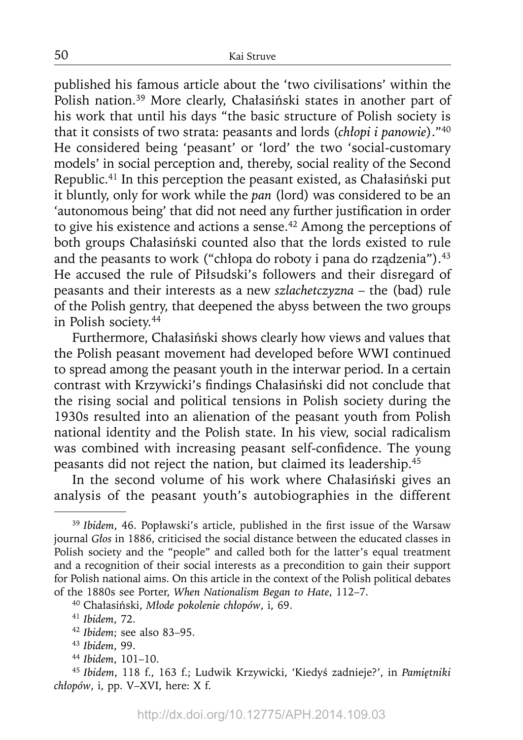published his famous article about the 'two civilisations' within the Polish nation.[39] More clearly, Chałasiński states in another part of his work that until his days "the basic structure of Polish society is that it consists of two strata: peasants and lords (*chłopi i panowie*)."[40] He considered being 'peasant' or 'lord' the two 'social-customary models' in social perception and, thereby, social reality of the Second Republic.[41] In this perception the peasant existed, as Chałasiński put it bluntly, only for work while the *pan* (lord) was considered to be an 'autonomous being' that did not need any further justification in order to give his existence and actions a sense.[42] Among the perceptions of both groups Chałasiński counted also that the lords existed to rule and the peasants to work ("chłopa do roboty i pana do rządzenia").[43] He accused the rule of Piłsudski's followers and their disregard of peasants and their interests as a new *szlachetczyzna* – the (bad) rule of the Polish gentry, that deepened the abyss between the two groups in Polish society.[44]

Furthermore, Chałasiński shows clearly how views and values that the Polish peasant movement had developed before WWI continued to spread among the peasant youth in the interwar period. In a certain contrast with Krzywicki's findings Chałasiński did not conclude that the rising social and political tensions in Polish society during the 1930s resulted into an alienation of the peasant youth from Polish national identity and the Polish state. In his view, social radicalism was combined with increasing peasant self-confidence. The young peasants did not reject the nation, but claimed its leadership.[45]

In the second volume of his work where Chałasiński gives an analysis of the peasant youth's autobiographies in the different

---

[39] *Ibidem*, 46. Popławski's article, published in the first issue of the Warsaw journal *Głos* in 1886, criticised the social distance between the educated classes in Polish society and the "people" and called both for the latter's equal treatment and a recognition of their social interests as a precondition to gain their support for Polish national aims. On this article in the context of the Polish political debates of the 1880s see Porter, *When Nationalism Began to Hate*, 112–7.

[40] Chałasiński, *Młode pokolenie chłopów*, i, 69.

[41] *Ibidem*, 72.

[42] *Ibidem*; see also 83–95.

[43] *Ibidem*, 99.

[44] *Ibidem*, 101–10.

[45] *Ibidem*, 118 f., 163 f.; Ludwik Krzywicki, 'Kiedyś zadnieje?', in *Pamiętniki chłopów*, i, pp. V–XVI, here: X f.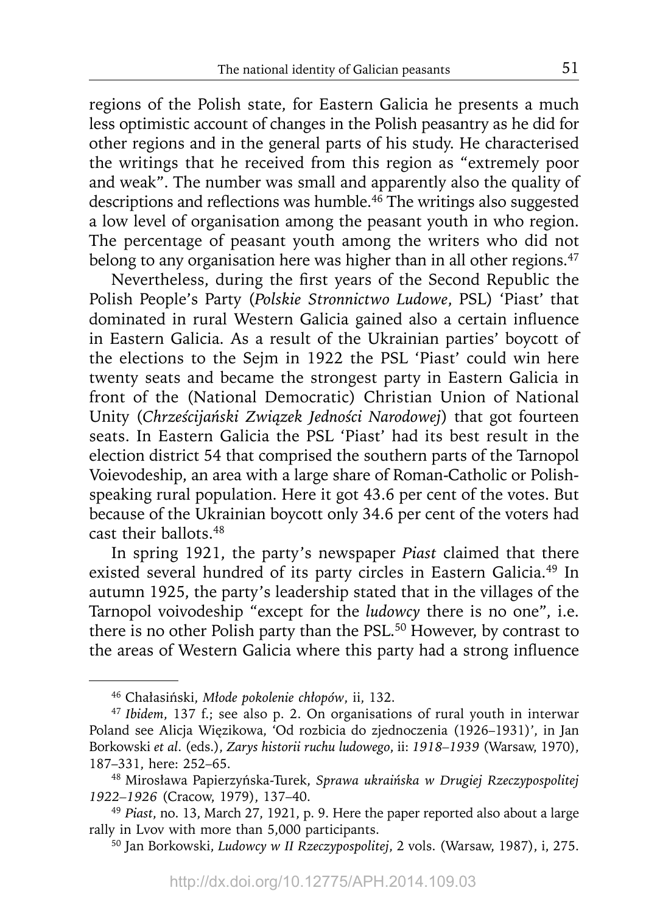regions of the Polish state, for Eastern Galicia he presents a much less optimistic account of changes in the Polish peasantry as he did for other regions and in the general parts of his study. He characterised the writings that he received from this region as "extremely poor and weak". The number was small and apparently also the quality of descriptions and reflections was humble.[46] The writings also suggested a low level of organisation among the peasant youth in who region. The percentage of peasant youth among the writers who did not belong to any organisation here was higher than in all other regions.[47]

Nevertheless, during the first years of the Second Republic the Polish People's Party (*Polskie Stronnictwo Ludowe*, PSL) 'Piast' that dominated in rural Western Galicia gained also a certain influence in Eastern Galicia. As a result of the Ukrainian parties' boycott of the elections to the Sejm in 1922 the PSL 'Piast' could win here twenty seats and became the strongest party in Eastern Galicia in front of the (National Democratic) Christian Union of National Unity (*Chrześcijański Związek Jedności Narodowej*) that got fourteen seats. In Eastern Galicia the PSL 'Piast' had its best result in the election district 54 that comprised the southern parts of the Tarnopol Voievodeship, an area with a large share of Roman-Catholic or Polish-speaking rural population. Here it got 43.6 per cent of the votes. But because of the Ukrainian boycott only 34.6 per cent of the voters had cast their ballots.[48]

In spring 1921, the party's newspaper *Piast* claimed that there existed several hundred of its party circles in Eastern Galicia.[49] In autumn 1925, the party's leadership stated that in the villages of the Tarnopol voivodeship "except for the *ludowcy* there is no one", i.e. there is no other Polish party than the PSL.[50] However, by contrast to the areas of Western Galicia where this party had a strong influence

---

[46] Chałasiński, *Młode pokolenie chłopów*, ii, 132.

[47] *Ibidem*, 137 f.; see also p. 2. On organisations of rural youth in interwar Poland see Alicja Więzikowa, 'Od rozbicia do zjednoczenia (1926–1931)', in Jan Borkowski *et al.* (eds.), *Zarys historii ruchu ludowego*, ii: *1918–1939* (Warsaw, 1970), 187–331, here: 252–65.

[48] Mirosława Papierzyńska-Turek, *Sprawa ukraińska w Drugiej Rzeczypospolitej 1922–1926* (Cracow, 1979), 137–40.

[49] *Piast*, no. 13, March 27, 1921, p. 9. Here the paper reported also about a large rally in Lvov with more than 5,000 participants.

[50] Jan Borkowski, *Ludowcy w II Rzeczypospolitej*, 2 vols. (Warsaw, 1987), i, 275.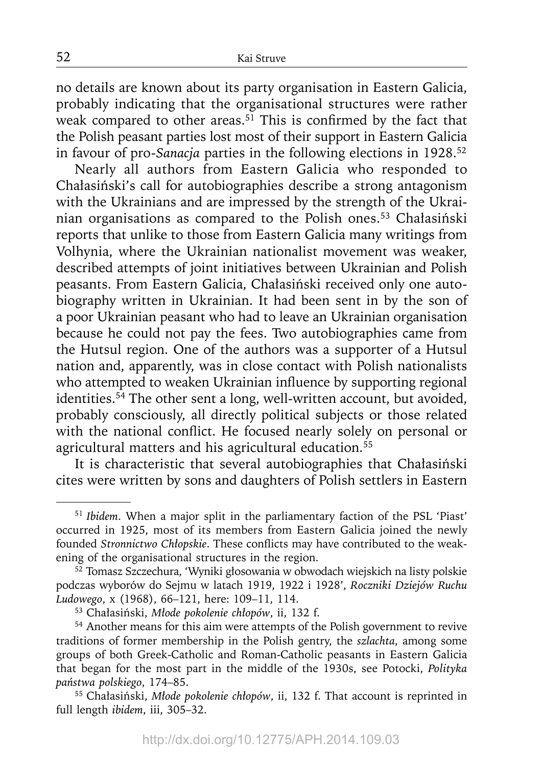no details are known about its party organisation in Eastern Galicia, probably indicating that the organisational structures were rather weak compared to other areas.[51] This is confirmed by the fact that the Polish peasant parties lost most of their support in Eastern Galicia in favour of pro-*Sanacja* parties in the following elections in 1928.[52]

Nearly all authors from Eastern Galicia who responded to Chałasiński's call for autobiographies describe a strong antagonism with the Ukrainians and are impressed by the strength of the Ukrainian organisations as compared to the Polish ones.[53] Chałasiński reports that unlike to those from Eastern Galicia many writings from Volhynia, where the Ukrainian nationalist movement was weaker, described attempts of joint initiatives between Ukrainian and Polish peasants. From Eastern Galicia, Chałasiński received only one autobiography written in Ukrainian. It had been sent in by the son of a poor Ukrainian peasant who had to leave an Ukrainian organisation because he could not pay the fees. Two autobiographies came from the Hutsul region. One of the authors was a supporter of a Hutsul nation and, apparently, was in close contact with Polish nationalists who attempted to weaken Ukrainian influence by supporting regional identities.[54] The other sent a long, well-written account, but avoided, probably consciously, all directly political subjects or those related with the national conflict. He focused nearly solely on personal or agricultural matters and his agricultural education.[55]

It is characteristic that several autobiographies that Chałasiński cites were written by sons and daughters of Polish settlers in Eastern

---

[51] *Ibidem*. When a major split in the parliamentary faction of the PSL 'Piast' occurred in 1925, most of its members from Eastern Galicia joined the newly founded *Stronnictwo Chłopskie*. These conflicts may have contributed to the weakening of the organisational structures in the region.

[52] Tomasz Szczechura, 'Wyniki głosowania w obwodach wiejskich na listy polskie podczas wyborów do Sejmu w latach 1919, 1922 i 1928', *Roczniki Dziejów Ruchu Ludowego*, x (1968), 66–121, here: 109–11, 114.

[53] Chałasiński, *Młode pokolenie chłopów*, ii, 132 f.

[54] Another means for this aim were attempts of the Polish government to revive traditions of former membership in the Polish gentry, the *szlachta*, among some groups of both Greek-Catholic and Roman-Catholic peasants in Eastern Galicia that began for the most part in the middle of the 1930s, see Potocki, *Polityka państwa polskiego*, 174–85.

[55] Chałasiński, *Młode pokolenie chłopów*, ii, 132 f. That account is reprinted in full length *ibidem*, iii, 305–32.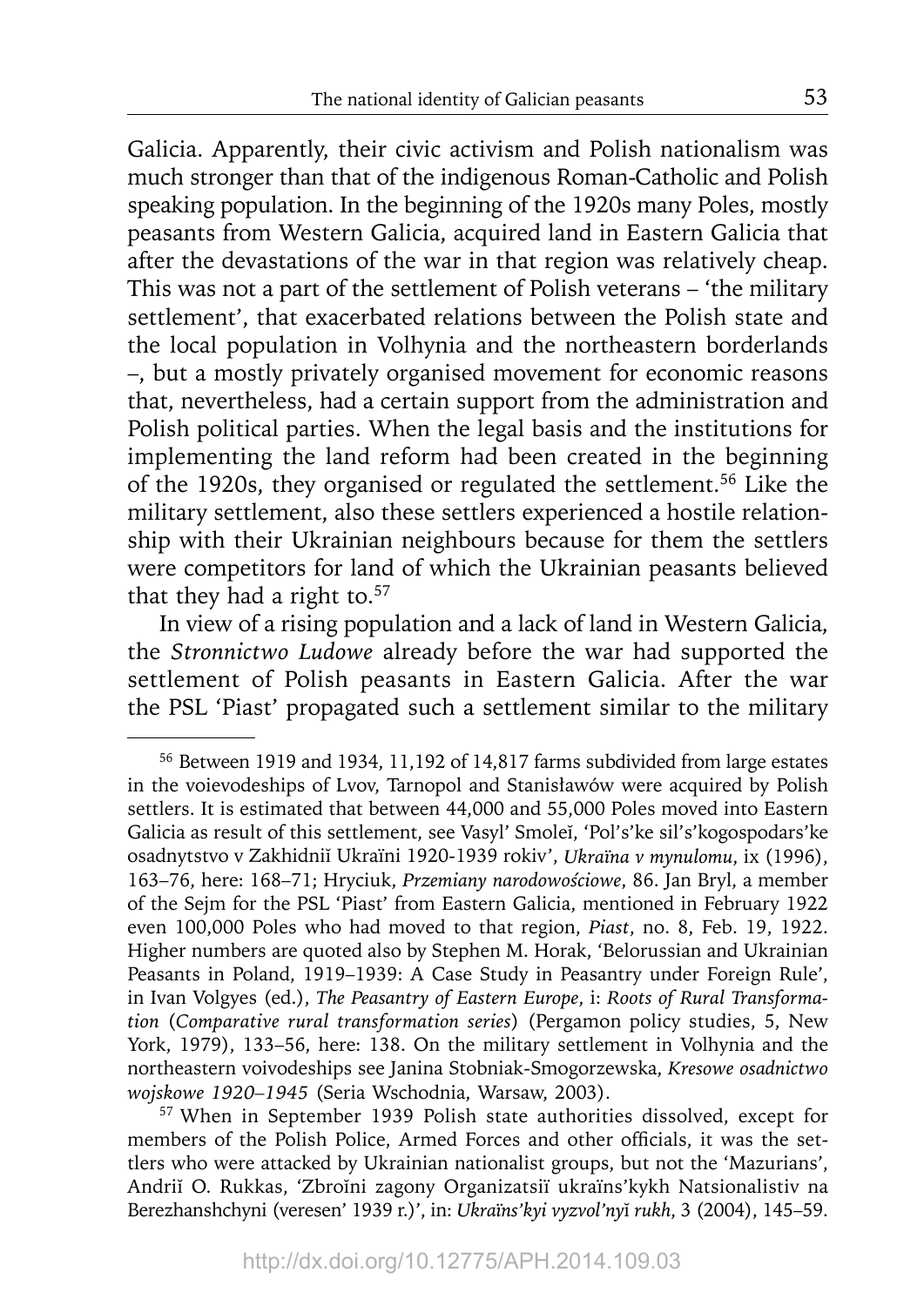Galicia. Apparently, their civic activism and Polish nationalism was much stronger than that of the indigenous Roman-Catholic and Polish speaking population. In the beginning of the 1920s many Poles, mostly peasants from Western Galicia, acquired land in Eastern Galicia that after the devastations of the war in that region was relatively cheap. This was not a part of the settlement of Polish veterans – 'the military settlement', that exacerbated relations between the Polish state and the local population in Volhynia and the northeastern borderlands –, but a mostly privately organised movement for economic reasons that, nevertheless, had a certain support from the administration and Polish political parties. When the legal basis and the institutions for implementing the land reform had been created in the beginning of the 1920s, they organised or regulated the settlement.[56] Like the military settlement, also these settlers experienced a hostile relationship with their Ukrainian neighbours because for them the settlers were competitors for land of which the Ukrainian peasants believed that they had a right to.[57]

In view of a rising population and a lack of land in Western Galicia, the *Stronnictwo Ludowe* already before the war had supported the settlement of Polish peasants in Eastern Galicia. After the war the PSL 'Piast' propagated such a settlement similar to the military

---

[56] Between 1919 and 1934, 11,192 of 14,817 farms subdivided from large estates in the voievodeships of Lvov, Tarnopol and Stanisławów were acquired by Polish settlers. It is estimated that between 44,000 and 55,000 Poles moved into Eastern Galicia as result of this settlement, see Vasyl' Smoleĭ, 'Pol's'ke sil's'kogospodars'ke osadnytstvo v Zakhidniĭ Ukraïni 1920-1939 rokiv', *Ukraïna v mynulomu*, ix (1996), 163–76, here: 168–71; Hryciuk, *Przemiany narodowościowe*, 86. Jan Bryl, a member of the Sejm for the PSL 'Piast' from Eastern Galicia, mentioned in February 1922 even 100,000 Poles who had moved to that region, *Piast*, no. 8, Feb. 19, 1922. Higher numbers are quoted also by Stephen M. Horak, 'Belorussian and Ukrainian Peasants in Poland, 1919–1939: A Case Study in Peasantry under Foreign Rule', in Ivan Volgyes (ed.), *The Peasantry of Eastern Europe*, i: *Roots of Rural Transformation* (*Comparative rural transformation series*) (Pergamon policy studies, 5, New York, 1979), 133–56, here: 138. On the military settlement in Volhynia and the northeastern voivodeships see Janina Stobniak-Smogorzewska, *Kresowe osadnictwo wojskowe 1920–1945* (Seria Wschodnia, Warsaw, 2003).

[57] When in September 1939 Polish state authorities dissolved, except for members of the Polish Police, Armed Forces and other officials, it was the settlers who were attacked by Ukrainian nationalist groups, but not the 'Mazurians', Andriĭ O. Rukkas, 'Zbroïni zagony Organizatsiï ukraïns'kykh Natsionalistiv na Berezhanshchyni (veresen' 1939 r.)', in: *Ukraïns'kyi vyzvol'nyĭ rukh*, 3 (2004), 145–59.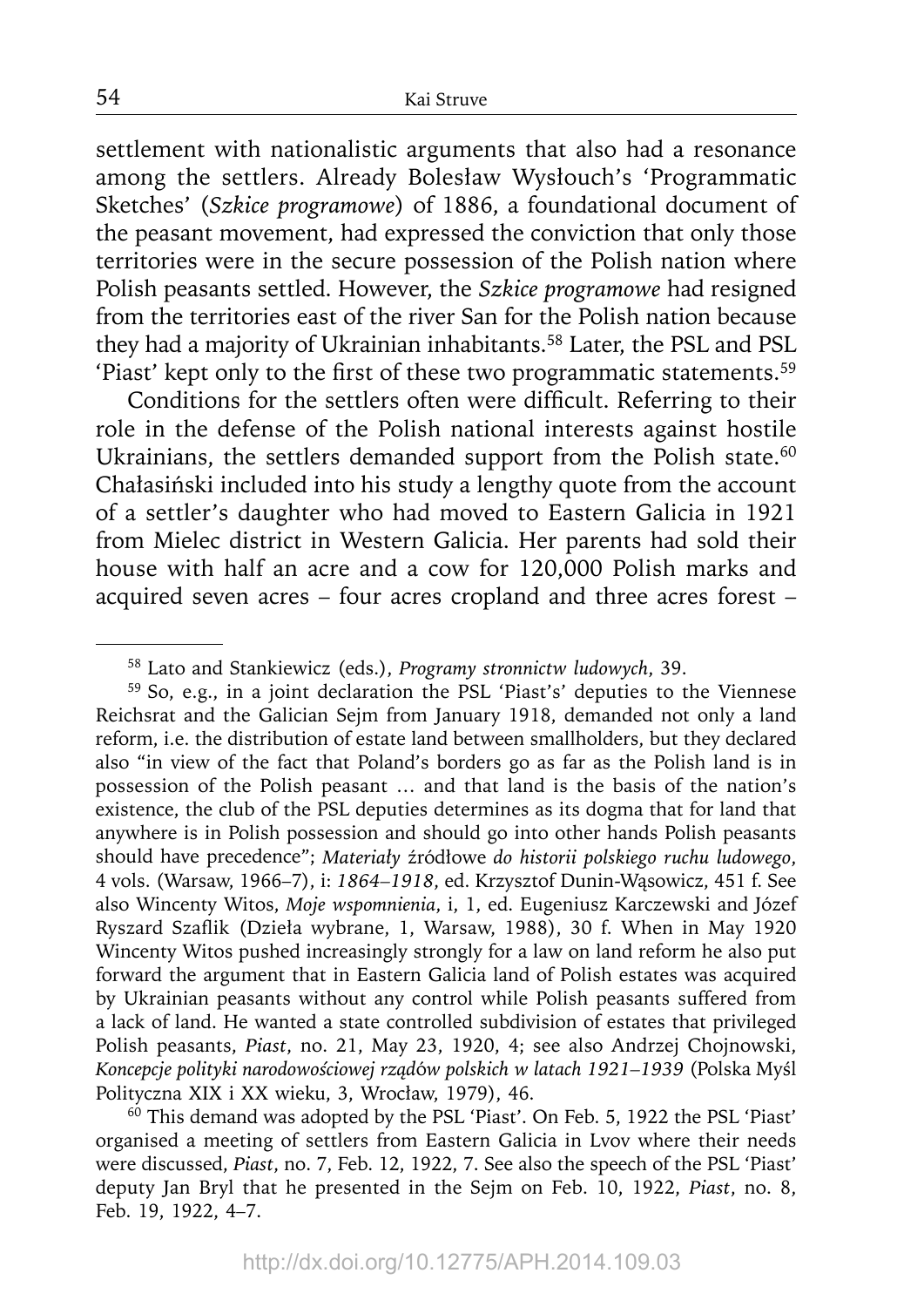settlement with nationalistic arguments that also had a resonance among the settlers. Already Bolesław Wysłouch's 'Programmatic Sketches' (*Szkice programowe*) of 1886, a foundational document of the peasant movement, had expressed the conviction that only those territories were in the secure possession of the Polish nation where Polish peasants settled. However, the *Szkice programowe* had resigned from the territories east of the river San for the Polish nation because they had a majority of Ukrainian inhabitants.[58] Later, the PSL and PSL 'Piast' kept only to the first of these two programmatic statements.[59]

Conditions for the settlers often were difficult. Referring to their role in the defense of the Polish national interests against hostile Ukrainians, the settlers demanded support from the Polish state.[60] Chałasiński included into his study a lengthy quote from the account of a settler's daughter who had moved to Eastern Galicia in 1921 from Mielec district in Western Galicia. Her parents had sold their house with half an acre and a cow for 120,000 Polish marks and acquired seven acres – four acres cropland and three acres forest –

---

[58] Lato and Stankiewicz (eds.), *Programy stronnictw ludowych*, 39.

[59] So, e.g., in a joint declaration the PSL 'Piast's' deputies to the Viennese Reichsrat and the Galician Sejm from January 1918, demanded not only a land reform, i.e. the distribution of estate land between smallholders, but they declared also "in view of the fact that Poland's borders go as far as the Polish land is in possession of the Polish peasant … and that land is the basis of the nation's existence, the club of the PSL deputies determines as its dogma that for land that anywhere is in Polish possession and should go into other hands Polish peasants should have precedence"; *Materiały* źródłowe *do historii polskiego ruchu ludowego*, 4 vols. (Warsaw, 1966–7), i: *1864–1918*, ed. Krzysztof Dunin-Wąsowicz, 451 f. See also Wincenty Witos, *Moje wspomnienia*, i, 1, ed. Eugeniusz Karczewski and Józef Ryszard Szaflik (Dzieła wybrane, 1, Warsaw, 1988), 30 f. When in May 1920 Wincenty Witos pushed increasingly strongly for a law on land reform he also put forward the argument that in Eastern Galicia land of Polish estates was acquired by Ukrainian peasants without any control while Polish peasants suffered from a lack of land. He wanted a state controlled subdivision of estates that privileged Polish peasants, *Piast*, no. 21, May 23, 1920, 4; see also Andrzej Chojnowski, *Koncepcje polityki narodowościowej rządów polskich w latach 1921–1939* (Polska Myśl Polityczna XIX i XX wieku, 3, Wrocław, 1979), 46.

[60] This demand was adopted by the PSL 'Piast'. On Feb. 5, 1922 the PSL 'Piast' organised a meeting of settlers from Eastern Galicia in Lvov where their needs were discussed, *Piast*, no. 7, Feb. 12, 1922, 7. See also the speech of the PSL 'Piast' deputy Jan Bryl that he presented in the Sejm on Feb. 10, 1922, *Piast*, no. 8, Feb. 19, 1922, 4–7.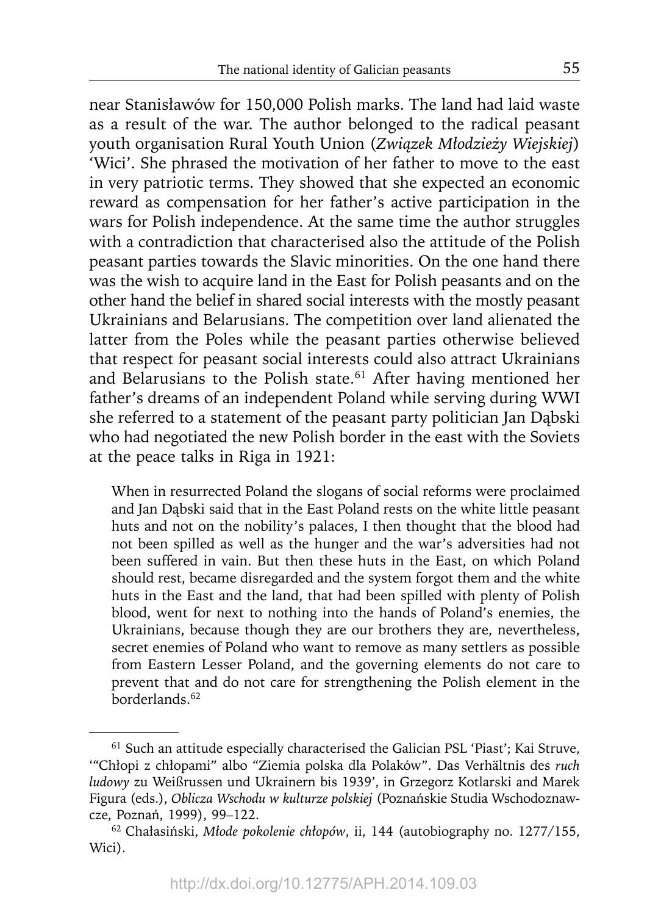near Stanisławów for 150,000 Polish marks. The land had laid waste as a result of the war. The author belonged to the radical peasant youth organisation Rural Youth Union (*Związek Młodzieży Wiejskiej*) 'Wici'. She phrased the motivation of her father to move to the east in very patriotic terms. They showed that she expected an economic reward as compensation for her father's active participation in the wars for Polish independence. At the same time the author struggles with a contradiction that characterised also the attitude of the Polish peasant parties towards the Slavic minorities. On the one hand there was the wish to acquire land in the East for Polish peasants and on the other hand the belief in shared social interests with the mostly peasant Ukrainians and Belarusians. The competition over land alienated the latter from the Poles while the peasant parties otherwise believed that respect for peasant social interests could also attract Ukrainians and Belarusians to the Polish state.[61] After having mentioned her father's dreams of an independent Poland while serving during WWI she referred to a statement of the peasant party politician Jan Dąbski who had negotiated the new Polish border in the east with the Soviets at the peace talks in Riga in 1921:

> When in resurrected Poland the slogans of social reforms were proclaimed and Jan Dąbski said that in the East Poland rests on the white little peasant huts and not on the nobility's palaces, I then thought that the blood had not been spilled as well as the hunger and the war's adversities had not been suffered in vain. But then these huts in the East, on which Poland should rest, became disregarded and the system forgot them and the white huts in the East and the land, that had been spilled with plenty of Polish blood, went for next to nothing into the hands of Poland's enemies, the Ukrainians, because though they are our brothers they are, nevertheless, secret enemies of Poland who want to remove as many settlers as possible from Eastern Lesser Poland, and the governing elements do not care to prevent that and do not care for strengthening the Polish element in the borderlands.[62]

---

[61] Such an attitude especially characterised the Galician PSL 'Piast'; Kai Struve, '"Chłopi z chłopami" albo "Ziemia polska dla Polaków". Das Verhältnis des *ruch ludowy* zu Weißrussen und Ukrainern bis 1939', in Grzegorz Kotlarski and Marek Figura (eds.), *Oblicza Wschodu w kulturze polskiej* (Poznańskie Studia Wschodoznawcze, Poznań, 1999), 99–122.

[62] Chałasiński, *Młode pokolenie chłopów*, ii, 144 (autobiography no. 1277/155, Wici).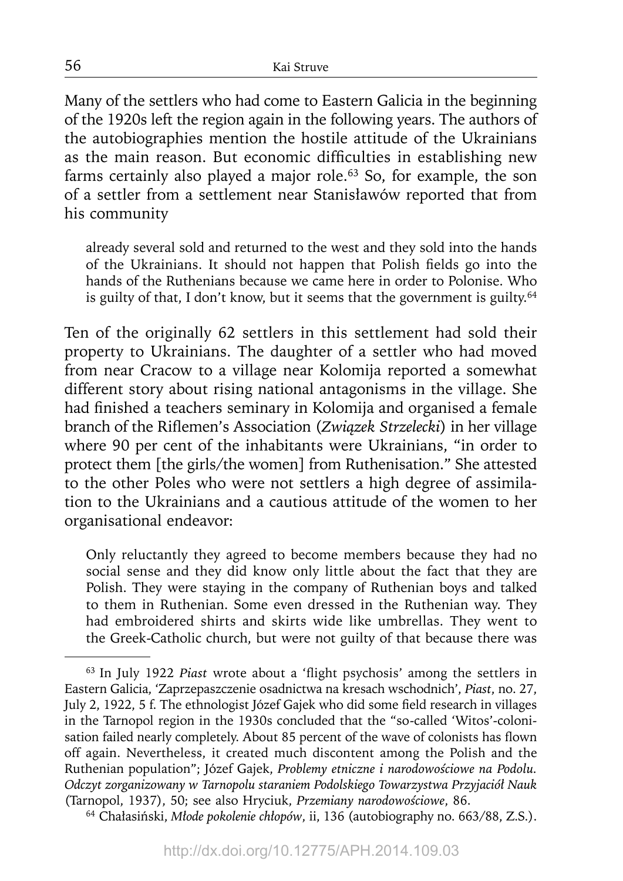Many of the settlers who had come to Eastern Galicia in the beginning of the 1920s left the region again in the following years. The authors of the autobiographies mention the hostile attitude of the Ukrainians as the main reason. But economic difficulties in establishing new farms certainly also played a major role.[63] So, for example, the son of a settler from a settlement near Stanisławów reported that from his community

> already several sold and returned to the west and they sold into the hands of the Ukrainians. It should not happen that Polish fields go into the hands of the Ruthenians because we came here in order to Polonise. Who is guilty of that, I don't know, but it seems that the government is guilty.[64]

Ten of the originally 62 settlers in this settlement had sold their property to Ukrainians. The daughter of a settler who had moved from near Cracow to a village near Kolomija reported a somewhat different story about rising national antagonisms in the village. She had finished a teachers seminary in Kolomija and organised a female branch of the Riflemen's Association (*Związek Strzelecki*) in her village where 90 per cent of the inhabitants were Ukrainians, "in order to protect them [the girls/the women] from Ruthenisation." She attested to the other Poles who were not settlers a high degree of assimilation to the Ukrainians and a cautious attitude of the women to her organisational endeavor:

> Only reluctantly they agreed to become members because they had no social sense and they did know only little about the fact that they are Polish. They were staying in the company of Ruthenian boys and talked to them in Ruthenian. Some even dressed in the Ruthenian way. They had embroidered shirts and skirts wide like umbrellas. They went to the Greek-Catholic church, but were not guilty of that because there was

---

[63] In July 1922 *Piast* wrote about a 'flight psychosis' among the settlers in Eastern Galicia, 'Zaprzepaszczenie osadnictwa na kresach wschodnich', *Piast*, no. 27, July 2, 1922, 5 f. The ethnologist Józef Gajek who did some field research in villages in the Tarnopol region in the 1930s concluded that the "so-called 'Witos'-colonisation failed nearly completely. About 85 percent of the wave of colonists has flown off again. Nevertheless, it created much discontent among the Polish and the Ruthenian population"; Józef Gajek, *Problemy etniczne i narodowościowe na Podolu. Odczyt zorganizowany w Tarnopolu staraniem Podolskiego Towarzystwa Przyjaciół Nauk* (Tarnopol, 1937), 50; see also Hryciuk, *Przemiany narodowościowe*, 86.

[64] Chałasiński, *Młode pokolenie chłopów*, ii, 136 (autobiography no. 663/88, Z.S.).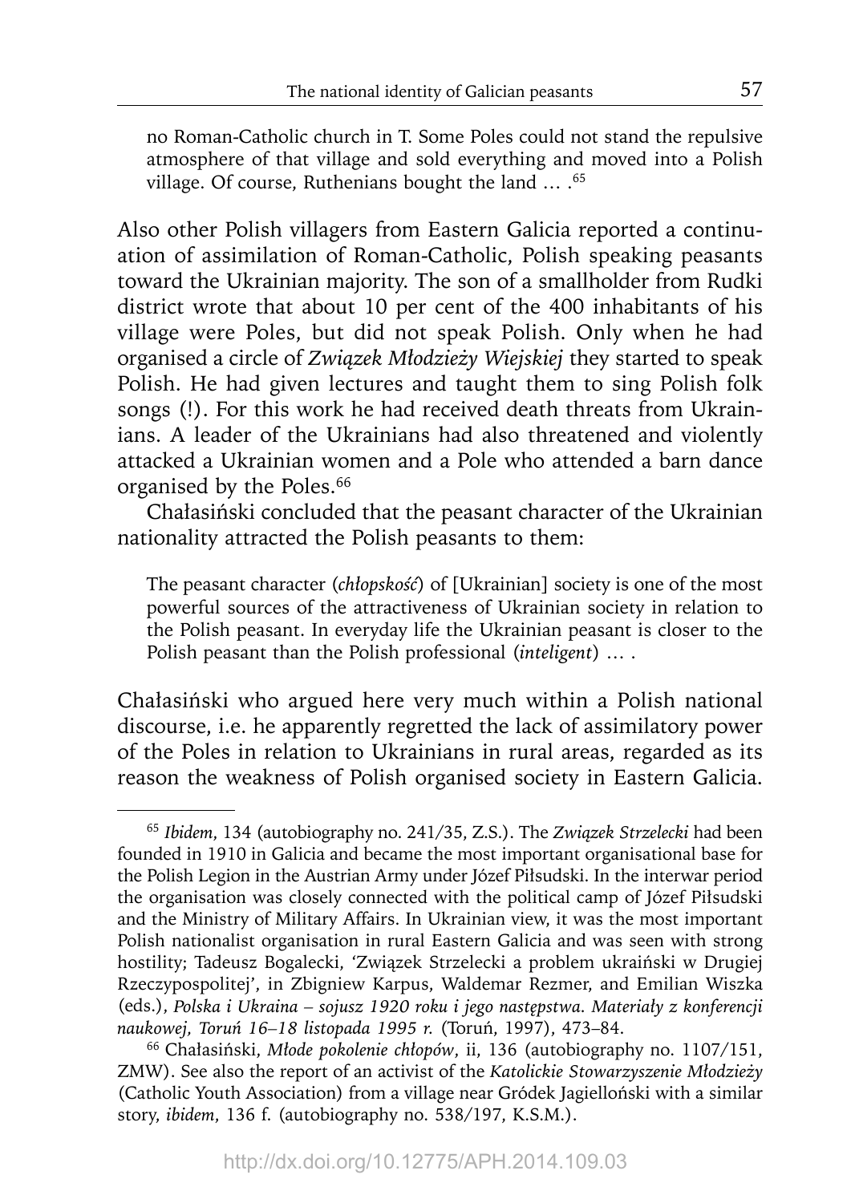no Roman-Catholic church in T. Some Poles could not stand the repulsive atmosphere of that village and sold everything and moved into a Polish village. Of course, Ruthenians bought the land … .[65]

Also other Polish villagers from Eastern Galicia reported a continuation of assimilation of Roman-Catholic, Polish speaking peasants toward the Ukrainian majority. The son of a smallholder from Rudki district wrote that about 10 per cent of the 400 inhabitants of his village were Poles, but did not speak Polish. Only when he had organised a circle of *Związek Młodzieży Wiejskiej* they started to speak Polish. He had given lectures and taught them to sing Polish folk songs (!). For this work he had received death threats from Ukrainians. A leader of the Ukrainians had also threatened and violently attacked a Ukrainian women and a Pole who attended a barn dance organised by the Poles.[66]

Chałasiński concluded that the peasant character of the Ukrainian nationality attracted the Polish peasants to them:

> The peasant character (*chłopskość*) of [Ukrainian] society is one of the most powerful sources of the attractiveness of Ukrainian society in relation to the Polish peasant. In everyday life the Ukrainian peasant is closer to the Polish peasant than the Polish professional (*inteligent*) … .

Chałasiński who argued here very much within a Polish national discourse, i.e. he apparently regretted the lack of assimilatory power of the Poles in relation to Ukrainians in rural areas, regarded as its reason the weakness of Polish organised society in Eastern Galicia.

---

[65] *Ibidem*, 134 (autobiography no. 241/35, Z.S.). The *Związek Strzelecki* had been founded in 1910 in Galicia and became the most important organisational base for the Polish Legion in the Austrian Army under Józef Piłsudski. In the interwar period the organisation was closely connected with the political camp of Józef Piłsudski and the Ministry of Military Affairs. In Ukrainian view, it was the most important Polish nationalist organisation in rural Eastern Galicia and was seen with strong hostility; Tadeusz Bogalecki, 'Związek Strzelecki a problem ukraiński w Drugiej Rzeczypospolitej', in Zbigniew Karpus, Waldemar Rezmer, and Emilian Wiszka (eds.), *Polska i Ukraina – sojusz 1920 roku i jego następstwa. Materiały z konferencji naukowej, Toruń 16–18 listopada 1995 r.* (Toruń, 1997), 473–84.

[66] Chałasiński, *Młode pokolenie chłopów*, ii, 136 (autobiography no. 1107/151, ZMW). See also the report of an activist of the *Katolickie Stowarzyszenie Młodzieży* (Catholic Youth Association) from a village near Gródek Jagielloński with a similar story, *ibidem*, 136 f. (autobiography no. 538/197, K.S.M.).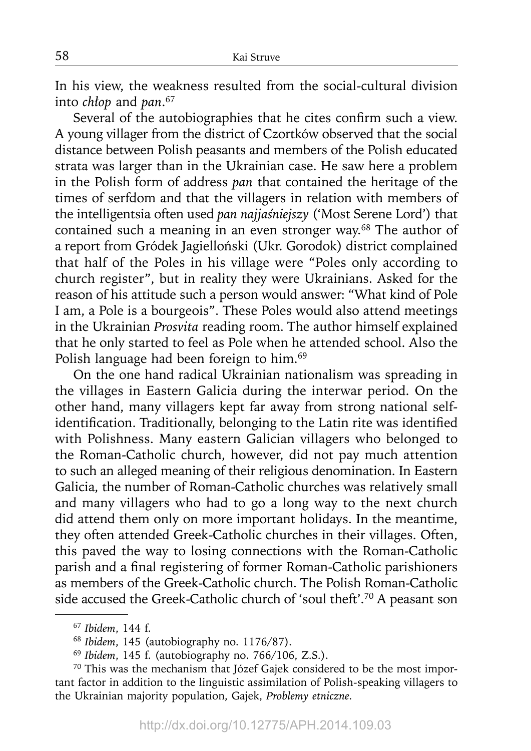In his view, the weakness resulted from the social-cultural division into *chłop* and *pan*.[67]

Several of the autobiographies that he cites confirm such a view. A young villager from the district of Czortków observed that the social distance between Polish peasants and members of the Polish educated strata was larger than in the Ukrainian case. He saw here a problem in the Polish form of address *pan* that contained the heritage of the times of serfdom and that the villagers in relation with members of the intelligentsia often used *pan najjaśniejszy* ('Most Serene Lord') that contained such a meaning in an even stronger way.[68] The author of a report from Gródek Jagielloński (Ukr. Gorodok) district complained that half of the Poles in his village were "Poles only according to church register", but in reality they were Ukrainians. Asked for the reason of his attitude such a person would answer: "What kind of Pole I am, a Pole is a bourgeois". These Poles would also attend meetings in the Ukrainian *Prosvita* reading room. The author himself explained that he only started to feel as Pole when he attended school. Also the Polish language had been foreign to him.[69]

On the one hand radical Ukrainian nationalism was spreading in the villages in Eastern Galicia during the interwar period. On the other hand, many villagers kept far away from strong national self-identification. Traditionally, belonging to the Latin rite was identified with Polishness. Many eastern Galician villagers who belonged to the Roman-Catholic church, however, did not pay much attention to such an alleged meaning of their religious denomination. In Eastern Galicia, the number of Roman-Catholic churches was relatively small and many villagers who had to go a long way to the next church did attend them only on more important holidays. In the meantime, they often attended Greek-Catholic churches in their villages. Often, this paved the way to losing connections with the Roman-Catholic parish and a final registering of former Roman-Catholic parishioners as members of the Greek-Catholic church. The Polish Roman-Catholic side accused the Greek-Catholic church of 'soul theft'.[70] A peasant son

---

[67] *Ibidem*, 144 f.

[68] *Ibidem*, 145 (autobiography no. 1176/87).

[69] *Ibidem*, 145 f. (autobiography no. 766/106, Z.S.).

[70] This was the mechanism that Józef Gajek considered to be the most important factor in addition to the linguistic assimilation of Polish-speaking villagers to the Ukrainian majority population, Gajek, *Problemy etniczne*.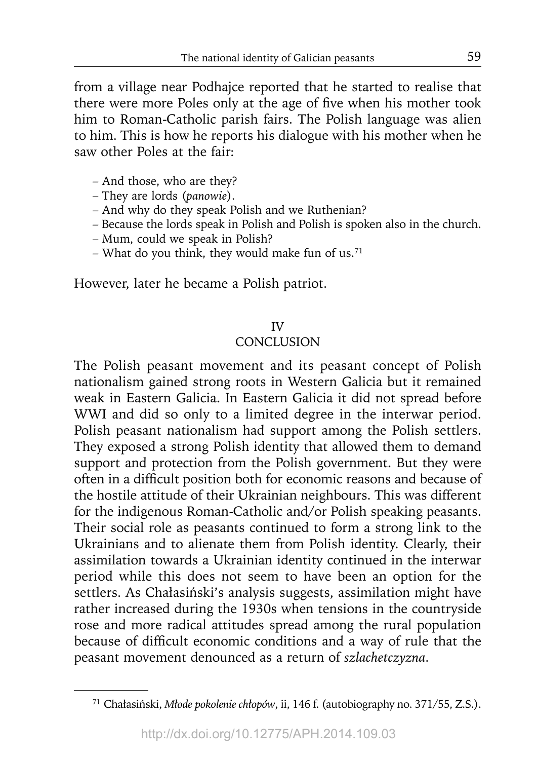from a village near Podhajce reported that he started to realise that there were more Poles only at the age of five when his mother took him to Roman-Catholic parish fairs. The Polish language was alien to him. This is how he reports his dialogue with his mother when he saw other Poles at the fair:

– And those, who are they?
– They are lords (*panowie*).
– And why do they speak Polish and we Ruthenian?
– Because the lords speak in Polish and Polish is spoken also in the church.
– Mum, could we speak in Polish?
– What do you think, they would make fun of us.[71]

However, later he became a Polish patriot.

## IV
## CONCLUSION

The Polish peasant movement and its peasant concept of Polish nationalism gained strong roots in Western Galicia but it remained weak in Eastern Galicia. In Eastern Galicia it did not spread before WWI and did so only to a limited degree in the interwar period. Polish peasant nationalism had support among the Polish settlers. They exposed a strong Polish identity that allowed them to demand support and protection from the Polish government. But they were often in a difficult position both for economic reasons and because of the hostile attitude of their Ukrainian neighbours. This was different for the indigenous Roman-Catholic and/or Polish speaking peasants. Their social role as peasants continued to form a strong link to the Ukrainians and to alienate them from Polish identity. Clearly, their assimilation towards a Ukrainian identity continued in the interwar period while this does not seem to have been an option for the settlers. As Chałasiński's analysis suggests, assimilation might have rather increased during the 1930s when tensions in the countryside rose and more radical attitudes spread among the rural population because of difficult economic conditions and a way of rule that the peasant movement denounced as a return of *szlachetczyzna*.

[71] Chałasiński, *Młode pokolenie chłopów*, ii, 146 f. (autobiography no. 371/55, Z.S.).